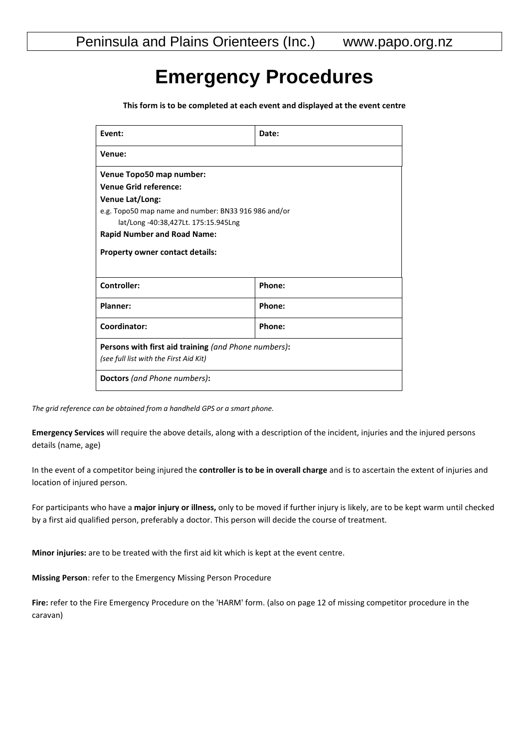Peninsula and Plains Orienteers (Inc.)  www.papo.org.nz

# Emergency Procedures

**This form is to be completed at each event and displayed at the event centre**

| **Event:** | **Date:** |
|---|---|
| **Venue:** | |
| **Venue Topo50 map number:**<br>**Venue Grid reference:**<br>**Venue Lat/Long:**<br>e.g. Topo50 map name and number: BN33 916 986 and/or<br>lat/Long -40:38,427Lt. 175:15.945Lng<br>**Rapid Number and Road Name:**<br>**Property owner contact details:** | |
| **Controller:** | **Phone:** |
| **Planner:** | **Phone:** |
| **Coordinator:** | **Phone:** |
| **Persons with first aid training** *(and Phone numbers)***:**<br>*(see full list with the First Aid Kit)* | |
| **Doctors** *(and Phone numbers)***:** | |

*The grid reference can be obtained from a handheld GPS or a smart phone.*

**Emergency Services** will require the above details, along with a description of the incident, injuries and the injured persons details (name, age)

In the event of a competitor being injured the **controller is to be in overall charge** and is to ascertain the extent of injuries and location of injured person.

For participants who have a **major injury or illness,** only to be moved if further injury is likely, are to be kept warm until checked by a first aid qualified person, preferably a doctor. This person will decide the course of treatment.

**Minor injuries:** are to be treated with the first aid kit which is kept at the event centre.

**Missing Person**: refer to the Emergency Missing Person Procedure

**Fire:** refer to the Fire Emergency Procedure on the 'HARM' form. (also on page 12 of missing competitor procedure in the caravan)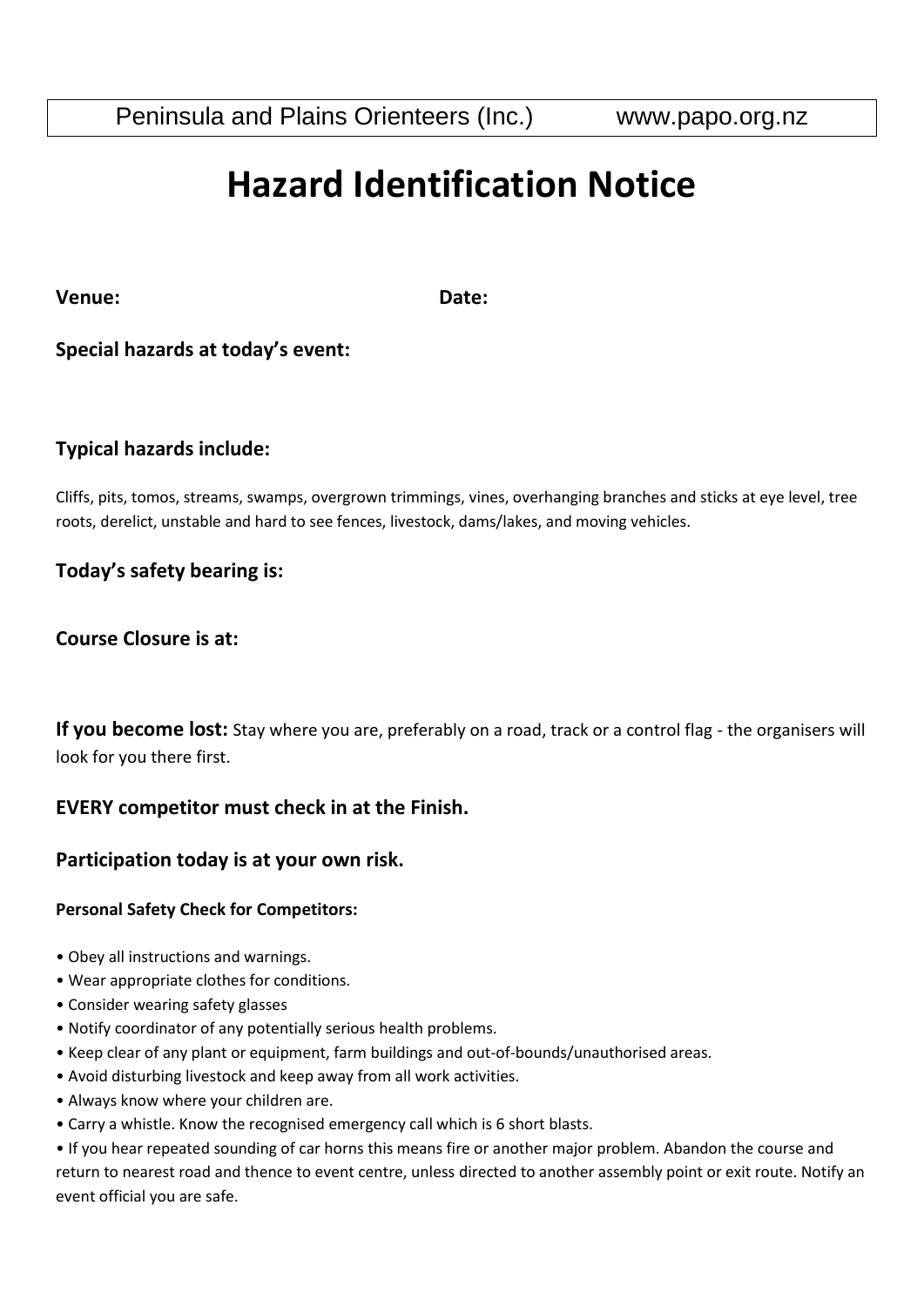Peninsula and Plains Orienteers (Inc.) www.papo.org.nz

# Hazard Identification Notice

**Venue:** **Date:**

**Special hazards at today's event:**

## Typical hazards include:

Cliffs, pits, tomos, streams, swamps, overgrown trimmings, vines, overhanging branches and sticks at eye level, tree roots, derelict, unstable and hard to see fences, livestock, dams/lakes, and moving vehicles.

## Today's safety bearing is:

## Course Closure is at:

**If you become lost:** Stay where you are, preferably on a road, track or a control flag - the organisers will look for you there first.

## EVERY competitor must check in at the Finish.

## Participation today is at your own risk.

**Personal Safety Check for Competitors:**

- Obey all instructions and warnings.
- Wear appropriate clothes for conditions.
- Consider wearing safety glasses
- Notify coordinator of any potentially serious health problems.
- Keep clear of any plant or equipment, farm buildings and out-of-bounds/unauthorised areas.
- Avoid disturbing livestock and keep away from all work activities.
- Always know where your children are.
- Carry a whistle. Know the recognised emergency call which is 6 short blasts.
- If you hear repeated sounding of car horns this means fire or another major problem. Abandon the course and return to nearest road and thence to event centre, unless directed to another assembly point or exit route. Notify an event official you are safe.